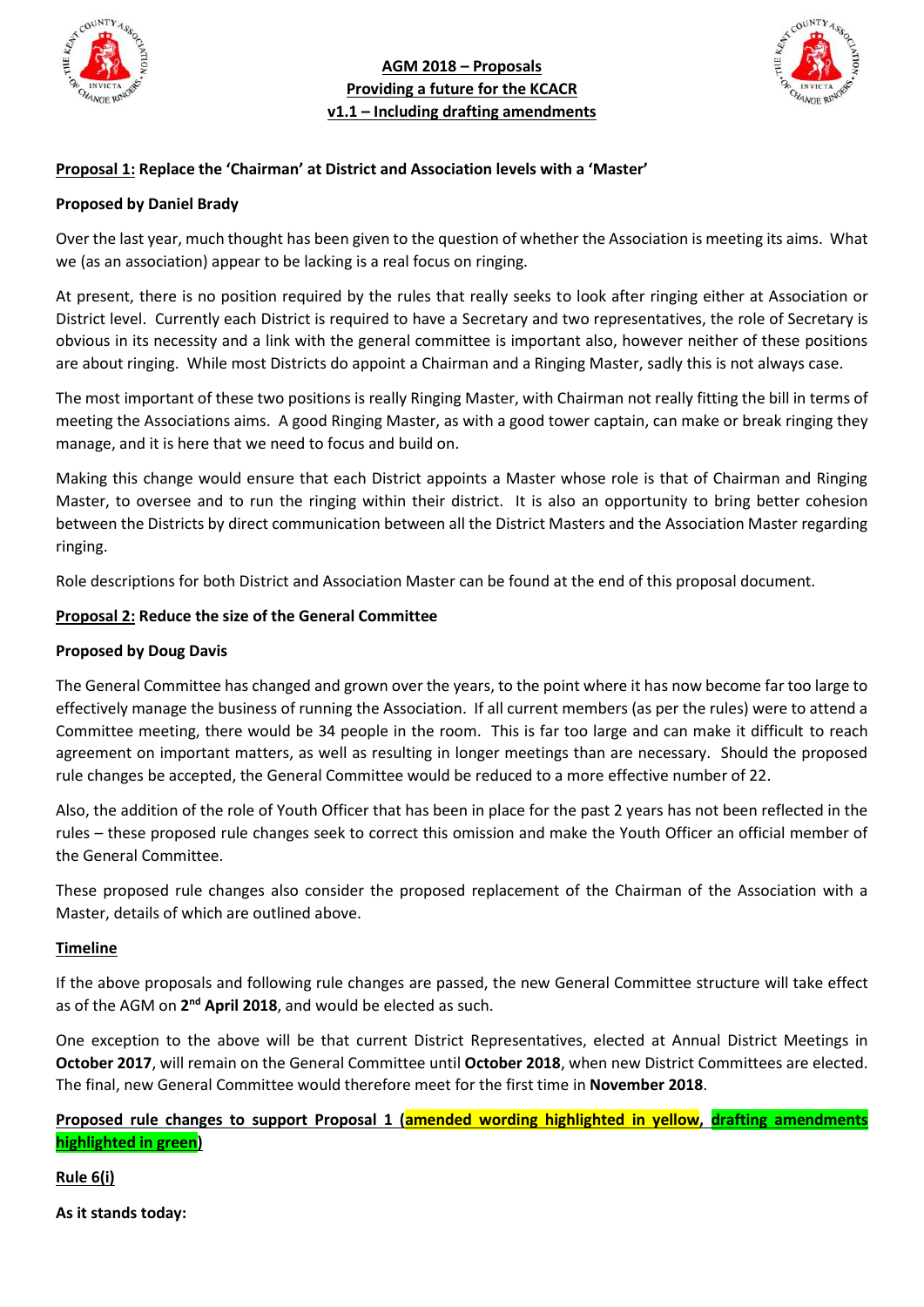# AGM 2018 – Proposals
## Providing a future for the KCACR
### v1.1 – Including drafting amendments

**Proposal 1: Replace the 'Chairman' at District and Association levels with a 'Master'**

**Proposed by Daniel Brady**

Over the last year, much thought has been given to the question of whether the Association is meeting its aims. What we (as an association) appear to be lacking is a real focus on ringing.

At present, there is no position required by the rules that really seeks to look after ringing either at Association or District level. Currently each District is required to have a Secretary and two representatives, the role of Secretary is obvious in its necessity and a link with the general committee is important also, however neither of these positions are about ringing. While most Districts do appoint a Chairman and a Ringing Master, sadly this is not always case.

The most important of these two positions is really Ringing Master, with Chairman not really fitting the bill in terms of meeting the Associations aims. A good Ringing Master, as with a good tower captain, can make or break ringing they manage, and it is here that we need to focus and build on.

Making this change would ensure that each District appoints a Master whose role is that of Chairman and Ringing Master, to oversee and to run the ringing within their district. It is also an opportunity to bring better cohesion between the Districts by direct communication between all the District Masters and the Association Master regarding ringing.

Role descriptions for both District and Association Master can be found at the end of this proposal document.

**Proposal 2: Reduce the size of the General Committee**

**Proposed by Doug Davis**

The General Committee has changed and grown over the years, to the point where it has now become far too large to effectively manage the business of running the Association. If all current members (as per the rules) were to attend a Committee meeting, there would be 34 people in the room. This is far too large and can make it difficult to reach agreement on important matters, as well as resulting in longer meetings than are necessary. Should the proposed rule changes be accepted, the General Committee would be reduced to a more effective number of 22.

Also, the addition of the role of Youth Officer that has been in place for the past 2 years has not been reflected in the rules – these proposed rule changes seek to correct this omission and make the Youth Officer an official member of the General Committee.

These proposed rule changes also consider the proposed replacement of the Chairman of the Association with a Master, details of which are outlined above.

**Timeline**

If the above proposals and following rule changes are passed, the new General Committee structure will take effect as of the AGM on **2nd April 2018**, and would be elected as such.

One exception to the above will be that current District Representatives, elected at Annual District Meetings in **October 2017**, will remain on the General Committee until **October 2018**, when new District Committees are elected. The final, new General Committee would therefore meet for the first time in **November 2018**.

**Proposed rule changes to support Proposal 1 (amended wording highlighted in yellow, drafting amendments highlighted in green)**

**Rule 6(i)**

**As it stands today:**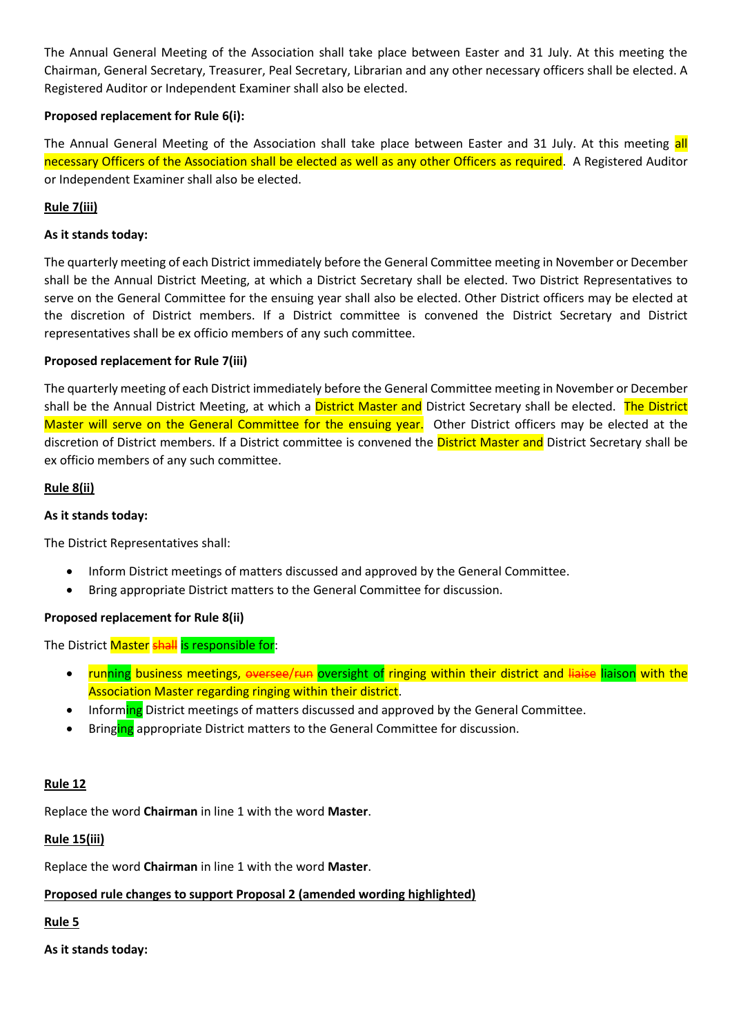The Annual General Meeting of the Association shall take place between Easter and 31 July. At this meeting the Chairman, General Secretary, Treasurer, Peal Secretary, Librarian and any other necessary officers shall be elected. A Registered Auditor or Independent Examiner shall also be elected.

**Proposed replacement for Rule 6(i):**

The Annual General Meeting of the Association shall take place between Easter and 31 July. At this meeting all necessary Officers of the Association shall be elected as well as any other Officers as required. A Registered Auditor or Independent Examiner shall also be elected.

**Rule 7(iii)**

**As it stands today:**

The quarterly meeting of each District immediately before the General Committee meeting in November or December shall be the Annual District Meeting, at which a District Secretary shall be elected. Two District Representatives to serve on the General Committee for the ensuing year shall also be elected. Other District officers may be elected at the discretion of District members. If a District committee is convened the District Secretary and District representatives shall be ex officio members of any such committee.

**Proposed replacement for Rule 7(iii)**

The quarterly meeting of each District immediately before the General Committee meeting in November or December shall be the Annual District Meeting, at which a District Master and District Secretary shall be elected. The District Master will serve on the General Committee for the ensuing year. Other District officers may be elected at the discretion of District members. If a District committee is convened the District Master and District Secretary shall be ex officio members of any such committee.

**Rule 8(ii)**

**As it stands today:**

The District Representatives shall:

- Inform District meetings of matters discussed and approved by the General Committee.
- Bring appropriate District matters to the General Committee for discussion.

**Proposed replacement for Rule 8(ii)**

The District Master ~~shall~~ is responsible for:

- running business meetings, ~~oversee/run~~ oversight of ringing within their district and ~~liaise~~ liaison with the Association Master regarding ringing within their district.
- Informing District meetings of matters discussed and approved by the General Committee.
- Bringing appropriate District matters to the General Committee for discussion.

**Rule 12**

Replace the word **Chairman** in line 1 with the word **Master**.

**Rule 15(iii)**

Replace the word **Chairman** in line 1 with the word **Master**.

**Proposed rule changes to support Proposal 2 (amended wording highlighted)**

**Rule 5**

**As it stands today:**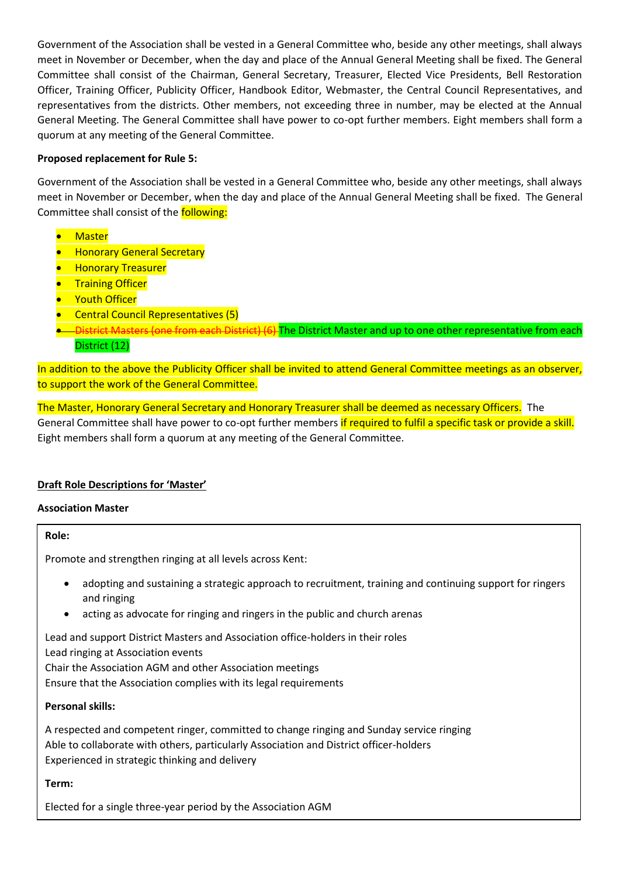Government of the Association shall be vested in a General Committee who, beside any other meetings, shall always meet in November or December, when the day and place of the Annual General Meeting shall be fixed. The General Committee shall consist of the Chairman, General Secretary, Treasurer, Elected Vice Presidents, Bell Restoration Officer, Training Officer, Publicity Officer, Handbook Editor, Webmaster, the Central Council Representatives, and representatives from the districts. Other members, not exceeding three in number, may be elected at the Annual General Meeting. The General Committee shall have power to co-opt further members. Eight members shall form a quorum at any meeting of the General Committee.

**Proposed replacement for Rule 5:**

Government of the Association shall be vested in a General Committee who, beside any other meetings, shall always meet in November or December, when the day and place of the Annual General Meeting shall be fixed. The General Committee shall consist of the following:

- Master
- Honorary General Secretary
- Honorary Treasurer
- Training Officer
- Youth Officer
- Central Council Representatives (5)
- ~~District Masters (one from each District) (6)~~ The District Master and up to one other representative from each District (12)

In addition to the above the Publicity Officer shall be invited to attend General Committee meetings as an observer, to support the work of the General Committee.

The Master, Honorary General Secretary and Honorary Treasurer shall be deemed as necessary Officers. The General Committee shall have power to co-opt further members if required to fulfil a specific task or provide a skill. Eight members shall form a quorum at any meeting of the General Committee.

**Draft Role Descriptions for 'Master'**

**Association Master**

**Role:**

Promote and strengthen ringing at all levels across Kent:

- adopting and sustaining a strategic approach to recruitment, training and continuing support for ringers and ringing
- acting as advocate for ringing and ringers in the public and church arenas

Lead and support District Masters and Association office-holders in their roles
Lead ringing at Association events
Chair the Association AGM and other Association meetings
Ensure that the Association complies with its legal requirements

**Personal skills:**

A respected and competent ringer, committed to change ringing and Sunday service ringing
Able to collaborate with others, particularly Association and District officer-holders
Experienced in strategic thinking and delivery

**Term:**

Elected for a single three-year period by the Association AGM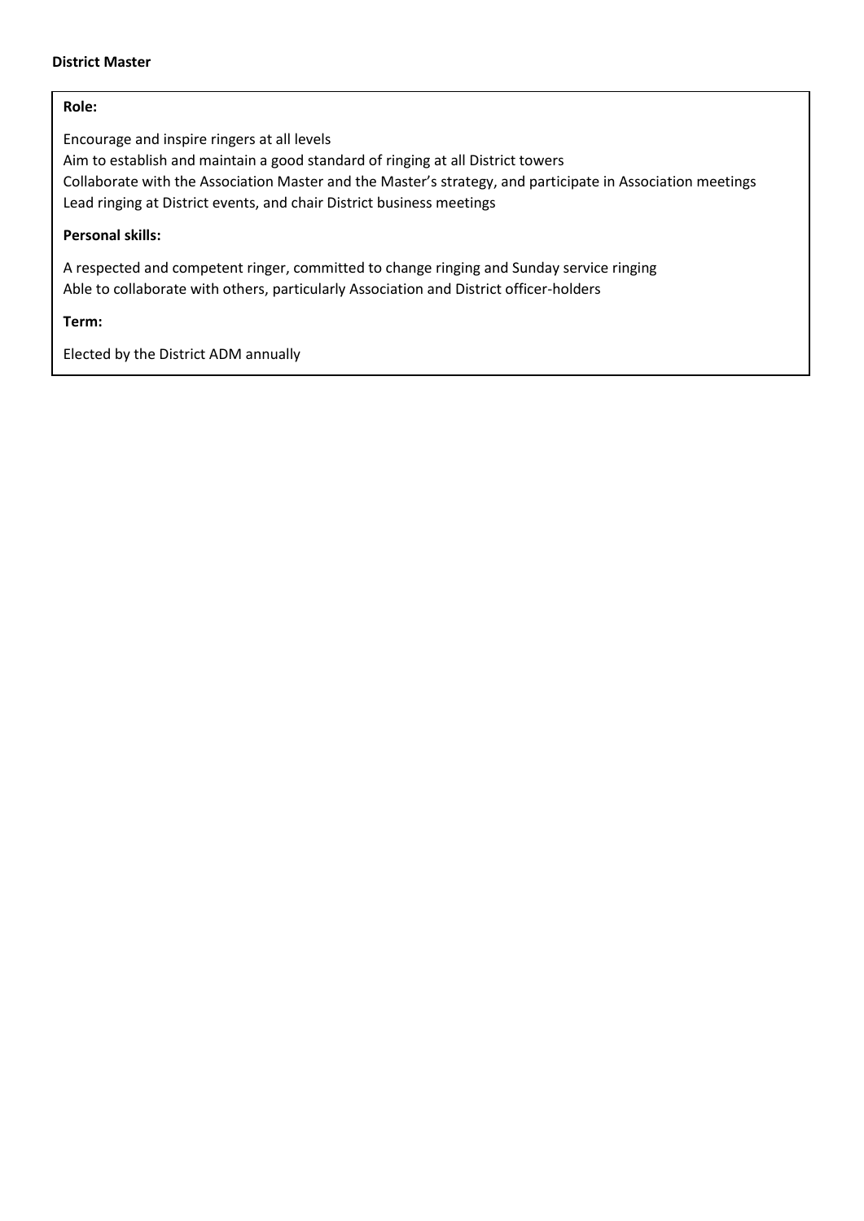**District Master**

**Role:**

Encourage and inspire ringers at all levels
Aim to establish and maintain a good standard of ringing at all District towers
Collaborate with the Association Master and the Master's strategy, and participate in Association meetings
Lead ringing at District events, and chair District business meetings

**Personal skills:**

A respected and competent ringer, committed to change ringing and Sunday service ringing
Able to collaborate with others, particularly Association and District officer-holders

**Term:**

Elected by the District ADM annually